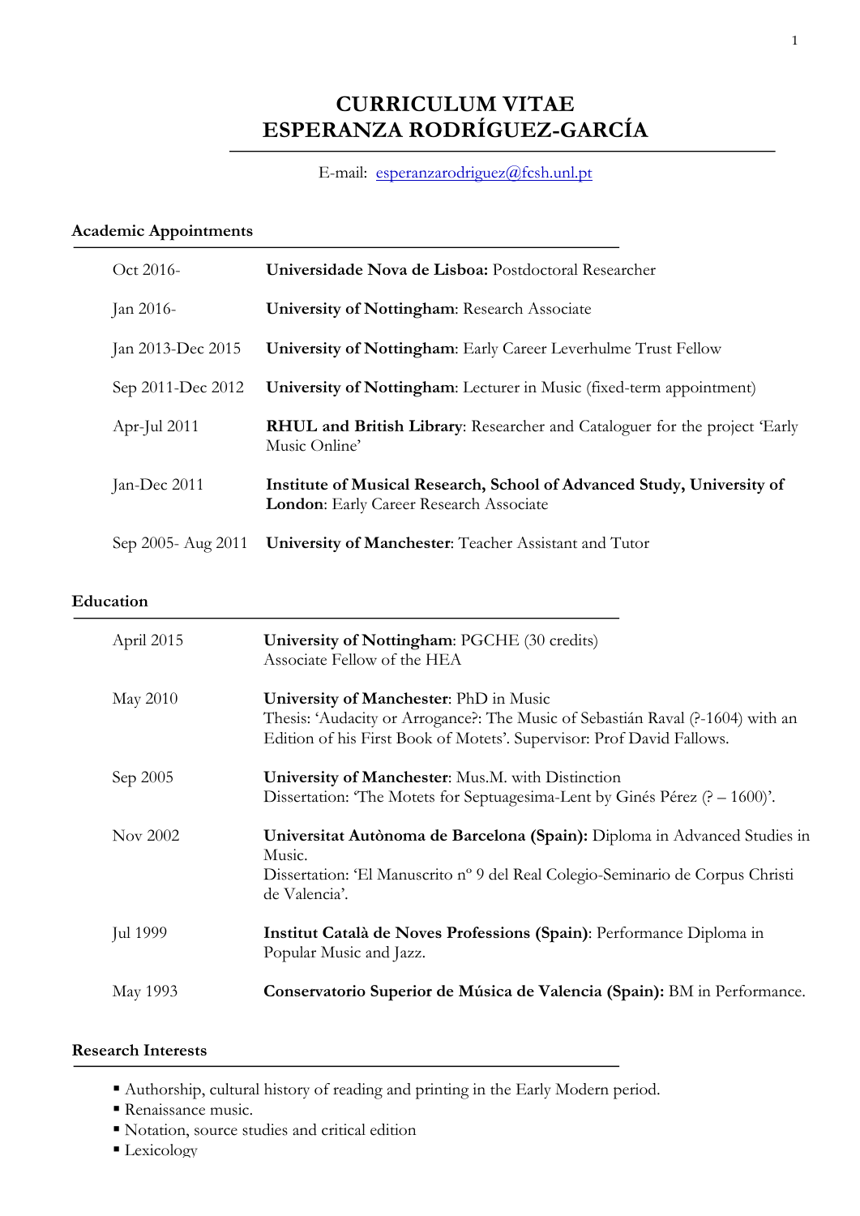# CURRICULUM VITAE
# ESPERANZA RODRÍGUEZ-GARCÍA

E-mail: esperanzarodriguez@fcsh.unl.pt

## Academic Appointments

| | |
|---|---|
| Oct 2016- | **Universidade Nova de Lisboa:** Postdoctoral Researcher |
| Jan 2016- | **University of Nottingham**: Research Associate |
| Jan 2013-Dec 2015 | **University of Nottingham**: Early Career Leverhulme Trust Fellow |
| Sep 2011-Dec 2012 | **University of Nottingham**: Lecturer in Music (fixed-term appointment) |
| Apr-Jul 2011 | **RHUL and British Library**: Researcher and Cataloguer for the project 'Early Music Online' |
| Jan-Dec 2011 | **Institute of Musical Research, School of Advanced Study, University of London**: Early Career Research Associate |
| Sep 2005- Aug 2011 | **University of Manchester**: Teacher Assistant and Tutor |

## Education

| | |
|---|---|
| April 2015 | **University of Nottingham**: PGCHE (30 credits)<br>Associate Fellow of the HEA |
| May 2010 | **University of Manchester**: PhD in Music<br>Thesis: 'Audacity or Arrogance?: The Music of Sebastián Raval (?-1604) with an Edition of his First Book of Motets'. Supervisor: Prof David Fallows. |
| Sep 2005 | **University of Manchester**: Mus.M. with Distinction<br>Dissertation: 'The Motets for Septuagesima-Lent by Ginés Pérez (? – 1600)'. |
| Nov 2002 | **Universitat Autònoma de Barcelona (Spain):** Diploma in Advanced Studies in Music.<br>Dissertation: 'El Manuscrito nº 9 del Real Colegio-Seminario de Corpus Christi de Valencia'. |
| Jul 1999 | **Institut Català de Noves Professions (Spain)**: Performance Diploma in Popular Music and Jazz. |
| May 1993 | **Conservatorio Superior de Música de Valencia (Spain):** BM in Performance. |

## Research Interests

- Authorship, cultural history of reading and printing in the Early Modern period.
- Renaissance music.
- Notation, source studies and critical edition
- Lexicology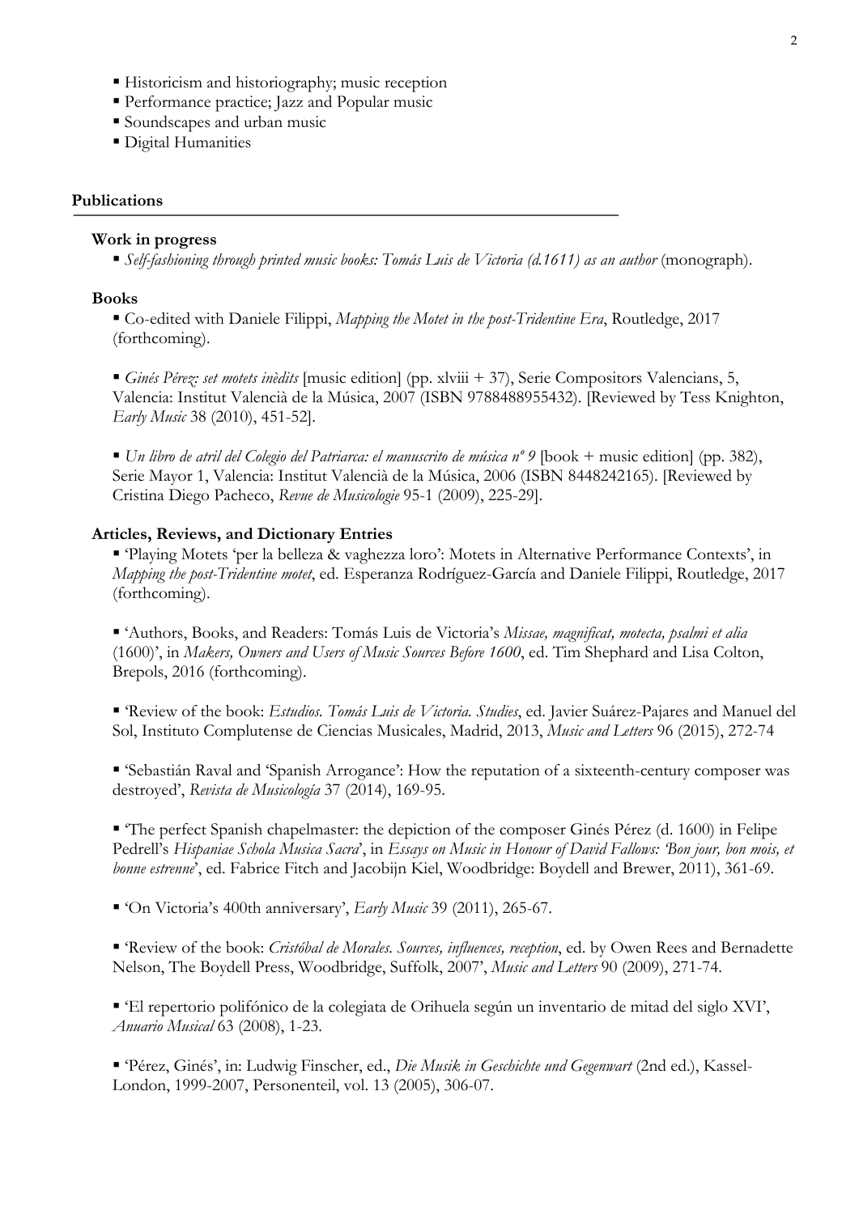- Historicism and historiography; music reception
- Performance practice; Jazz and Popular music
- Soundscapes and urban music
- Digital Humanities

## Publications

### Work in progress

- *Self-fashioning through printed music books: Tomás Luis de Victoria (d.1611) as an author* (monograph).

### Books

- Co-edited with Daniele Filippi, *Mapping the Motet in the post-Tridentine Era*, Routledge, 2017 (forthcoming).

- *Ginés Pérez: set motets inèdits* [music edition] (pp. xlviii + 37), Serie Compositors Valencians, 5, Valencia: Institut Valencià de la Música, 2007 (ISBN 9788488955432). [Reviewed by Tess Knighton, *Early Music* 38 (2010), 451-52].

- *Un libro de atril del Colegio del Patriarca: el manuscrito de música nº 9* [book + music edition] (pp. 382), Serie Mayor 1, Valencia: Institut Valencià de la Música, 2006 (ISBN 8448242165). [Reviewed by Cristina Diego Pacheco, *Revue de Musicologie* 95-1 (2009), 225-29].

### Articles, Reviews, and Dictionary Entries

- 'Playing Motets 'per la belleza & vaghezza loro': Motets in Alternative Performance Contexts', in *Mapping the post-Tridentine motet*, ed. Esperanza Rodríguez-García and Daniele Filippi, Routledge, 2017 (forthcoming).

- 'Authors, Books, and Readers: Tomás Luis de Victoria's *Missae, magnificat, motecta, psalmi et alia* (1600)', in *Makers, Owners and Users of Music Sources Before 1600*, ed. Tim Shephard and Lisa Colton, Brepols, 2016 (forthcoming).

- 'Review of the book: *Estudios. Tomás Luis de Victoria. Studies*, ed. Javier Suárez-Pajares and Manuel del Sol, Instituto Complutense de Ciencias Musicales, Madrid, 2013, *Music and Letters* 96 (2015), 272-74

- 'Sebastián Raval and 'Spanish Arrogance': How the reputation of a sixteenth-century composer was destroyed', *Revista de Musicología* 37 (2014), 169-95.

- 'The perfect Spanish chapelmaster: the depiction of the composer Ginés Pérez (d. 1600) in Felipe Pedrell's *Hispaniae Schola Musica Sacra*', in *Essays on Music in Honour of David Fallows: 'Bon jour, bon mois, et bonne estrenne*', ed. Fabrice Fitch and Jacobijn Kiel, Woodbridge: Boydell and Brewer, 2011), 361-69.

- 'On Victoria's 400th anniversary', *Early Music* 39 (2011), 265-67.

- 'Review of the book: *Cristóbal de Morales. Sources, influences, reception*, ed. by Owen Rees and Bernadette Nelson, The Boydell Press, Woodbridge, Suffolk, 2007', *Music and Letters* 90 (2009), 271-74.

- 'El repertorio polifónico de la colegiata de Orihuela según un inventario de mitad del siglo XVI', *Anuario Musical* 63 (2008), 1-23.

- 'Pérez, Ginés', in: Ludwig Finscher, ed., *Die Musik in Geschichte und Gegenwart* (2nd ed.), Kassel-London, 1999-2007, Personenteil, vol. 13 (2005), 306-07.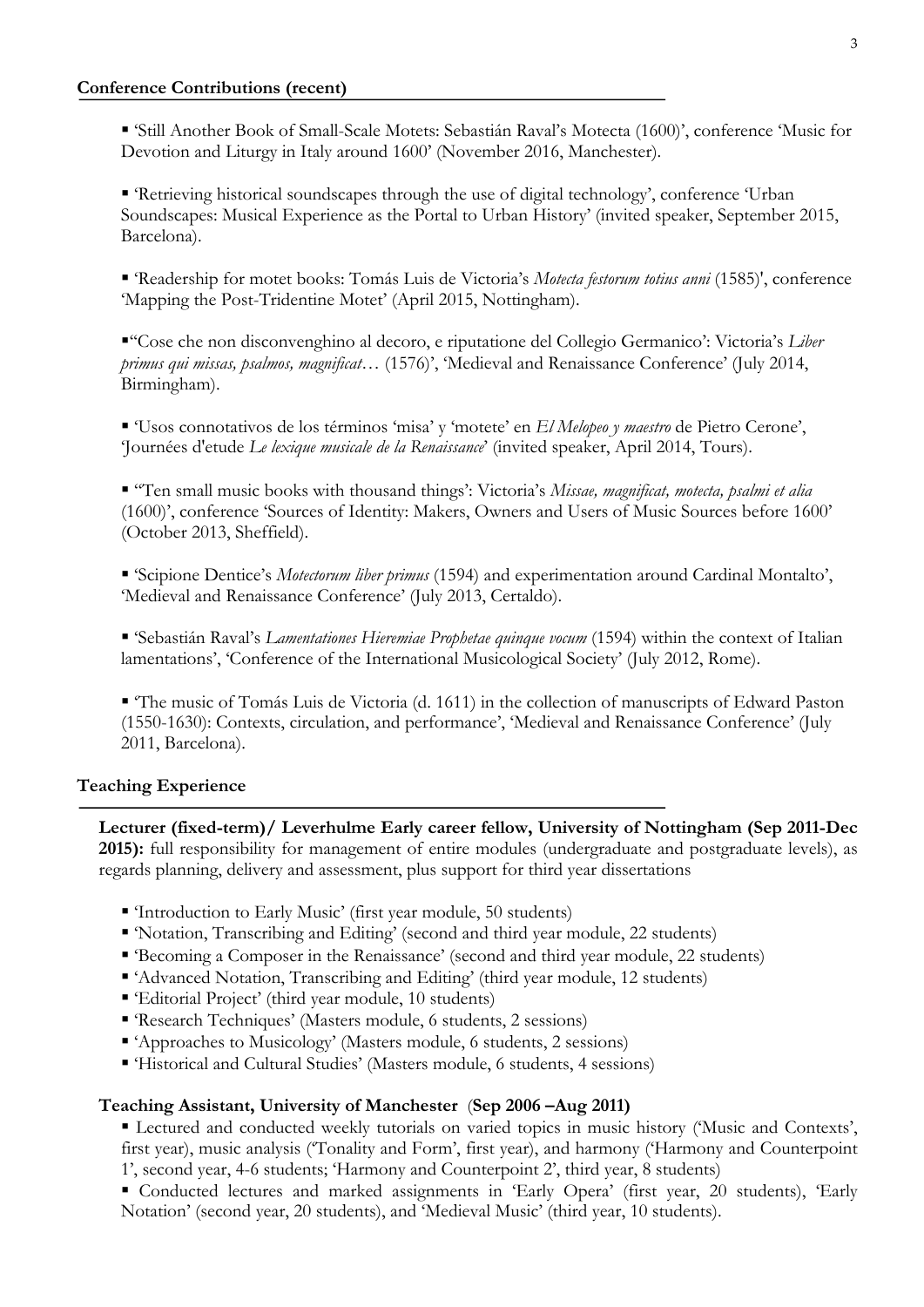## Conference Contributions (recent)

- 'Still Another Book of Small-Scale Motets: Sebastián Raval's Motecta (1600)', conference 'Music for Devotion and Liturgy in Italy around 1600' (November 2016, Manchester).

- 'Retrieving historical soundscapes through the use of digital technology', conference 'Urban Soundscapes: Musical Experience as the Portal to Urban History' (invited speaker, September 2015, Barcelona).

- 'Readership for motet books: Tomás Luis de Victoria's *Motecta festorum totius anni* (1585)', conference 'Mapping the Post-Tridentine Motet' (April 2015, Nottingham).

- '"Cose che non disconvenghino al decoro, e riputatione del Collegio Germanico': Victoria's *Liber primus qui missas, psalmos, magnificat*… (1576)', 'Medieval and Renaissance Conference' (July 2014, Birmingham).

- 'Usos connotativos de los términos 'misa' y 'motete' en *El Melopeo y maestro* de Pietro Cerone', 'Journées d'etude *Le lexique musicale de la Renaissance*' (invited speaker, April 2014, Tours).

- '"Ten small music books with thousand things': Victoria's *Missae, magnificat, motecta, psalmi et alia* (1600)', conference 'Sources of Identity: Makers, Owners and Users of Music Sources before 1600' (October 2013, Sheffield).

- 'Scipione Dentice's *Motectorum liber primus* (1594) and experimentation around Cardinal Montalto', 'Medieval and Renaissance Conference' (July 2013, Certaldo).

- 'Sebastián Raval's *Lamentationes Hieremiae Prophetae quinque vocum* (1594) within the context of Italian lamentations', 'Conference of the International Musicological Society' (July 2012, Rome).

- 'The music of Tomás Luis de Victoria (d. 1611) in the collection of manuscripts of Edward Paston (1550-1630): Contexts, circulation, and performance', 'Medieval and Renaissance Conference' (July 2011, Barcelona).

## Teaching Experience

**Lecturer (fixed-term)/ Leverhulme Early career fellow, University of Nottingham (Sep 2011-Dec 2015):** full responsibility for management of entire modules (undergraduate and postgraduate levels), as regards planning, delivery and assessment, plus support for third year dissertations

- 'Introduction to Early Music' (first year module, 50 students)
- 'Notation, Transcribing and Editing' (second and third year module, 22 students)
- 'Becoming a Composer in the Renaissance' (second and third year module, 22 students)
- 'Advanced Notation, Transcribing and Editing' (third year module, 12 students)
- 'Editorial Project' (third year module, 10 students)
- 'Research Techniques' (Masters module, 6 students, 2 sessions)
- 'Approaches to Musicology' (Masters module, 6 students, 2 sessions)
- 'Historical and Cultural Studies' (Masters module, 6 students, 4 sessions)

**Teaching Assistant, University of Manchester (Sep 2006 –Aug 2011)**

- Lectured and conducted weekly tutorials on varied topics in music history ('Music and Contexts', first year), music analysis ('Tonality and Form', first year), and harmony ('Harmony and Counterpoint 1', second year, 4-6 students; 'Harmony and Counterpoint 2', third year, 8 students)
- Conducted lectures and marked assignments in 'Early Opera' (first year, 20 students), 'Early Notation' (second year, 20 students), and 'Medieval Music' (third year, 10 students).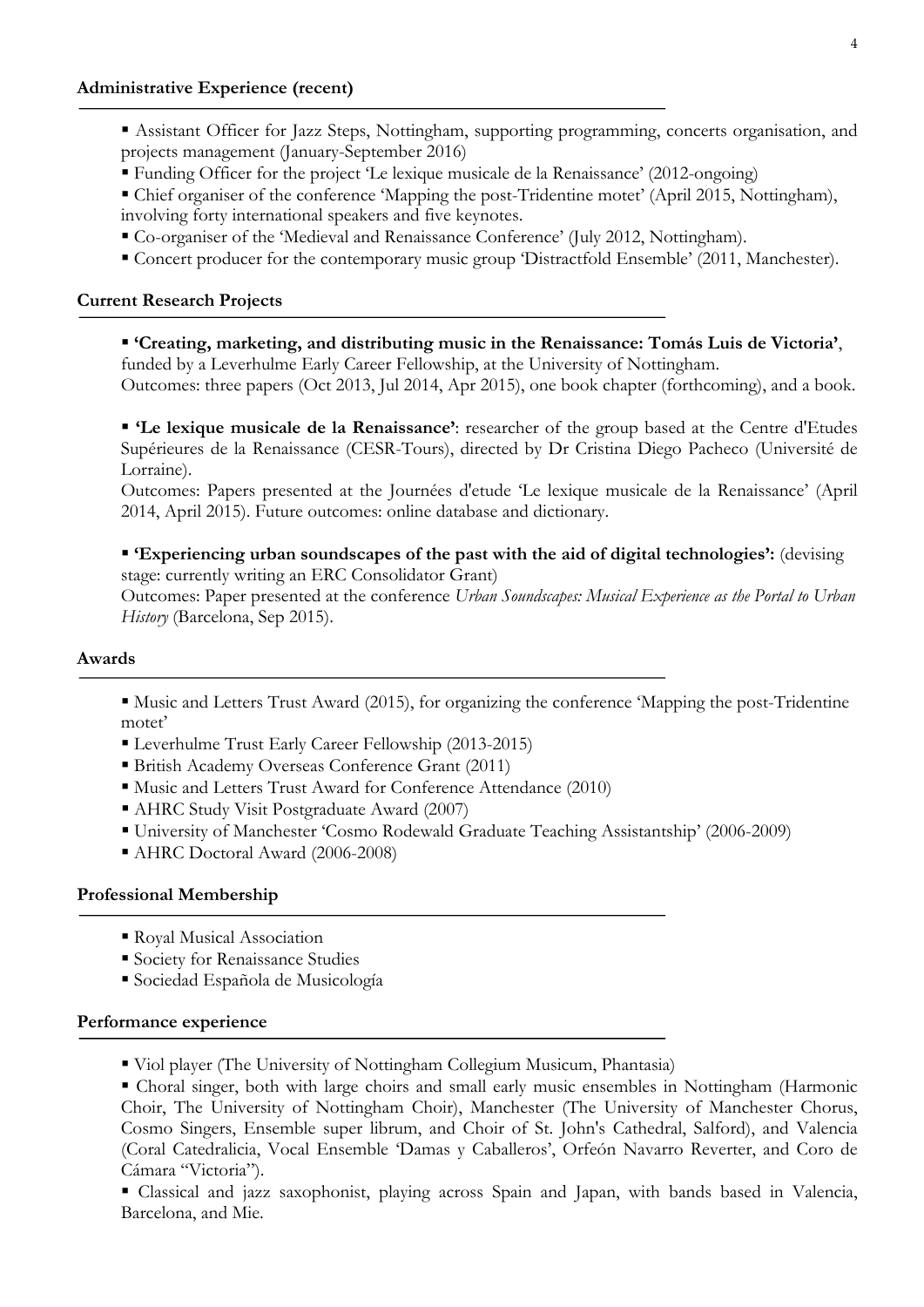## Administrative Experience (recent)

- Assistant Officer for Jazz Steps, Nottingham, supporting programming, concerts organisation, and projects management (January-September 2016)
- Funding Officer for the project 'Le lexique musicale de la Renaissance' (2012-ongoing)
- Chief organiser of the conference 'Mapping the post-Tridentine motet' (April 2015, Nottingham), involving forty international speakers and five keynotes.
- Co-organiser of the 'Medieval and Renaissance Conference' (July 2012, Nottingham).
- Concert producer for the contemporary music group 'Distractfold Ensemble' (2011, Manchester).

## Current Research Projects

- **'Creating, marketing, and distributing music in the Renaissance: Tomás Luis de Victoria'**, funded by a Leverhulme Early Career Fellowship, at the University of Nottingham.
  Outcomes: three papers (Oct 2013, Jul 2014, Apr 2015), one book chapter (forthcoming), and a book.

- **'Le lexique musicale de la Renaissance'**: researcher of the group based at the Centre d'Etudes Supérieures de la Renaissance (CESR-Tours), directed by Dr Cristina Diego Pacheco (Université de Lorraine).
  Outcomes: Papers presented at the Journées d'etude 'Le lexique musicale de la Renaissance' (April 2014, April 2015). Future outcomes: online database and dictionary.

- **'Experiencing urban soundscapes of the past with the aid of digital technologies':** (devising stage: currently writing an ERC Consolidator Grant)
  Outcomes: Paper presented at the conference *Urban Soundscapes: Musical Experience as the Portal to Urban History* (Barcelona, Sep 2015).

## Awards

- Music and Letters Trust Award (2015), for organizing the conference 'Mapping the post-Tridentine motet'
- Leverhulme Trust Early Career Fellowship (2013-2015)
- British Academy Overseas Conference Grant (2011)
- Music and Letters Trust Award for Conference Attendance (2010)
- AHRC Study Visit Postgraduate Award (2007)
- University of Manchester 'Cosmo Rodewald Graduate Teaching Assistantship' (2006-2009)
- AHRC Doctoral Award (2006-2008)

## Professional Membership

- Royal Musical Association
- Society for Renaissance Studies
- Sociedad Española de Musicología

## Performance experience

- Viol player (The University of Nottingham Collegium Musicum, Phantasia)
- Choral singer, both with large choirs and small early music ensembles in Nottingham (Harmonic Choir, The University of Nottingham Choir), Manchester (The University of Manchester Chorus, Cosmo Singers, Ensemble super librum, and Choir of St. John's Cathedral, Salford), and Valencia (Coral Catedralicia, Vocal Ensemble 'Damas y Caballeros', Orfeón Navarro Reverter, and Coro de Cámara "Victoria").
- Classical and jazz saxophonist, playing across Spain and Japan, with bands based in Valencia, Barcelona, and Mie.